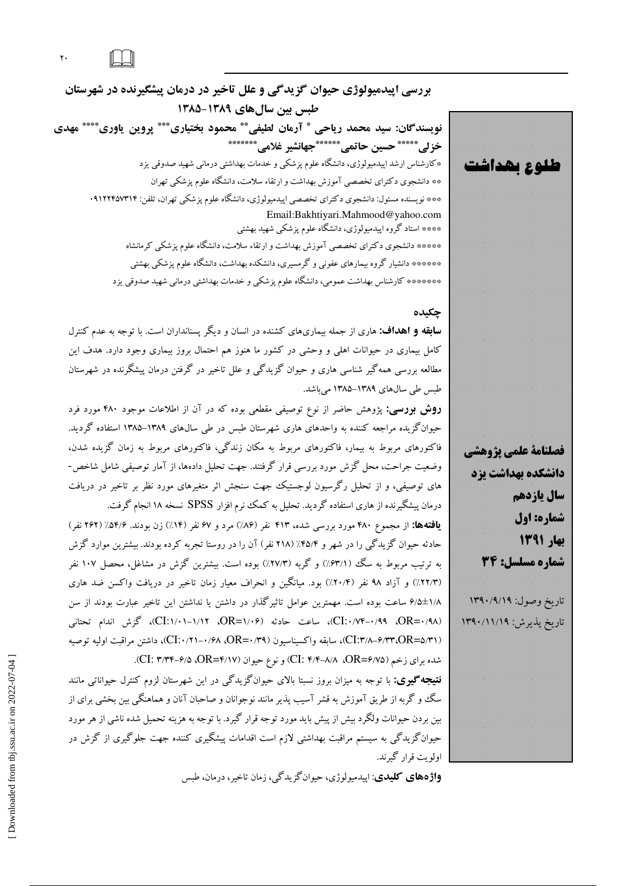# بررسی اپیدمیولوژی حیوان گزیدگی و علل تاخیر در درمان پیشگیرنده در شهرستان طبس بین سال‌های ۱۳۸۹-۱۳۸۵

**نویسندگان: سید محمد ریاحی * آرمان لطیفی** محمود بختیاری*** پروین یاوری**** مهدی خزلی***** حسین حاتمی******جهانشیر غلامی*******

*کارشناس ارشد اپیدمیولوژی، دانشگاه علوم پزشکی و خدمات بهداشتی درمانی شهید صدوقی یزد

** دانشجوی دکترای تخصصی آموزش بهداشت و ارتقاء سلامت، دانشگاه علوم پزشکی تهران

*** نویسنده مسئول: دانشجوی دکترای تخصصی اپیدمیولوژی، دانشگاه علوم پزشکی تهران، تلفن: ۰۹۱۲۲۴۵۷۳۱۴

Email:Bakhtiyari.Mahmood@yahoo.com

**** استاد گروه اپیدمیولوژی، دانشگاه علوم پزشکی شهید بهشتی

***** دانشجوی دکترای تخصصی آموزش بهداشت و ارتقاء سلامت، دانشگاه علوم پزشکی کرمانشاه

****** دانشیار گروه بیماریهای عفونی و گرمسیری، دانشکده بهداشت، دانشگاه علوم پزشکی بهشتی

******* کارشناس بهداشت عمومی، دانشگاه علوم پزشکی و خدمات بهداشتی درمانی شهید صدوقی یزد

طلوع بهداشت

فصلنامهٔ علمی پژوهشی دانشکده بهداشت یزد

سال یازدهم

شماره: اول

بهار ۱۳۹۱

شماره مسلسل: ۳۴

تاریخ وصول: ۱۳۹۰/۹/۱۹

تاریخ پذیرش: ۱۳۹۰/۱۱/۱۹

## چکیده

**سابقه و اهداف:** هاری از جمله بیماری‌های کشنده در انسان و دیگر پستانداران است. با توجه به عدم کنترل کامل بیماری در حیوانات اهلی و وحشی در کشور ما هنوز هم احتمال بروز بیماری وجود دارد. هدف این مطالعه بررسی همه‌گیر شناسی هاری و حیوان گزیدگی و علل تاخیر در گرفتن درمان پیشگرنده در شهرستان طبس طی سال‌های ۱۳۸۹-۱۳۸۵ می‌باشد.

**روش بررسی:** پژوهش حاضر از نوع توصیفی مقطعی بوده که در آن از اطلاعات موجود ۴۸۰ مورد فرد حیوان‌گزیده مراجعه کننده به واحدهای هاری شهرستان طبس در طی سال‌های ۱۳۸۹-۱۳۸۵ استفاده گردید. فاکتورهای مربوط به بیمار، فاکتورهای مربوط به مکان زندگی، فاکتورهای مربوط به زمان گزیده شدن، وضعیت جراحت، محل گزش مورد بررسی قرار گرفتند. جهت تحلیل داده‌ها، از آمار توصیفی شامل شاخص-های توصیفی، و از تحلیل رگرسیون لوجستیک جهت سنجش اثر متغیرهای مورد نظر بر تاخیر در دریافت درمان پیشگیرنده از هاری استفاده گردید. تحلیل به کمک نرم افزار SPSS نسخه ۱۸ انجام گرفت.

**یافته‌ها:** از مجموع ۴۸۰ مورد بررسی شده، ۴۱۳ نفر (۸۶٪) مرد و ۶۷ نفر (۱۴٪) زن بودند. ۵۴/۶٪ (۲۶۲ نفر) حادثه حیوان گزیدگی را در شهر و ۴۵/۴٪ (۲۱۸ نفر) آن را در روستا تجربه کرده بودند. بیشترین موارد گزش به ترتیب مربوط به سگ (۶۳/۱٪) و گربه (۲۷/۳٪) بوده است. بیشترین گزش در مشاغل، محصل ۱۰۷ نفر (۲۲/۳٪) و آزاد ۹۸ نفر (۲۰/۴٪) بود. میانگین و انحراف معیار زمان تاخیر در دریافت واکسن ضد هاری ۶/۵±۱/۸ ساعت بوده است. مهمترین عوامل تاثیرگذار در داشتن یا نداشتن این تاخیر عبارت بودند از سن (OR=۰/۹۸، CI:۰/۷۴-۰/۹۹)، ساعت حادثه (OR=۱/۰۶، CI:۱/۰۱-۱/۱۲)، گزش اندام تحتانی (OR=۵/۳۱، CI:۳/۸-۶/۳۳)، سابقه واکسیناسیون (OR=۰/۳۹، CI:۰/۲۱-۰/۶۸)، داشتن مراقبت اولیه توصیه شده برای زخم (OR=۶/۷۵، CI: ۴/۴-۸/۸) و نوع حیوان (OR=۴/۱۷، CI: ۳/۳۴-۶/۵).

**نتیجه‌گیری:** با توجه به میزان بروز نسبتا بالای حیوان‌گزیدگی در این شهرستان لزوم کنترل حیواناتی مانند سگ و گربه از طریق آموزش به قشر آسیب پذیر مانند نوجوانان و صاحبان آنان و هماهنگی بین بخشی برای از بین بردن حیوانات ولگرد بیش از پیش باید مورد توجه قرار گیرد. با توجه به هزینه تحمیل شده ناشی از هر مورد حیوان‌گزیدگی به سیستم مراقبت بهداشتی لازم است اقدامات پیشگیری کننده جهت جلوگیری از گزش در اولویت قرار گیرند.

**واژه‌های کلیدی:** اپیدمیولوژی، حیوان‌گزیدگی، زمان تاخیر، درمان، طبس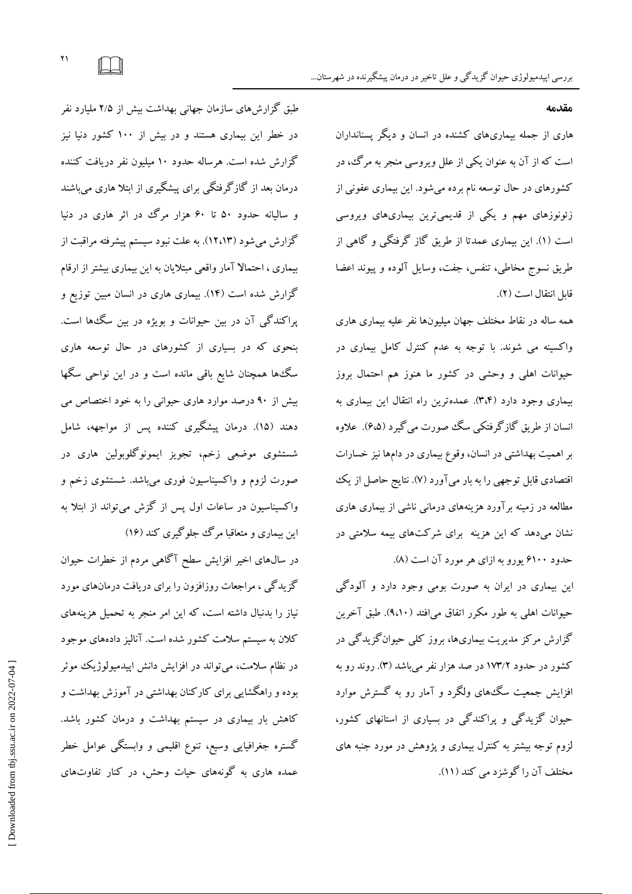## مقدمه

هاری از جمله بیماری‌های کشنده در انسان و دیگر پستانداران است که از آن به عنوان یکی از علل ویروسی منجر به مرگ، در کشورهای در حال توسعه نام برده می‌شود. این بیماری عفونی از زئونوزهای مهم و یکی از قدیمی‌ترین بیماری‌های ویروسی است (۱). این بیماری عمدتا از طریق گاز گرفتگی و گاهی از طریق نسوج مخاطی، تنفس، جفت، وسایل آلوده و پیوند اعضا قابل انتقال است (۲).

همه ساله در نقاط مختلف جهان میلیون‌ها نفر علیه بیماری هاری واکسینه می شوند. با توجه به عدم کنترل کامل بیماری در حیوانات اهلی و وحشی در کشور ما هنوز هم احتمال بروز بیماری وجود دارد (۳،۴). عمده‌ترین راه انتقال این بیماری به انسان از طریق گازگرفتکی سگ صورت می‌گیرد (۶،۵). علاوه بر اهمیت بهداشتی در انسان، وقوع بیماری در دام‌ها نیز خسارات اقتصادی قابل توجهی را به بار می‌آورد (۷). نتایج حاصل از یک مطالعه در زمینه برآورد هزینه‌های درمانی ناشی از بیماری هاری نشان می‌دهد که این هزینه برای شرکت‌های بیمه سلامتی در حدود ۶۱۰۰ یورو به ازای هر مورد آن است (۸).

این بیماری در ایران به صورت بومی وجود دارد و آلودگی حیوانات اهلی به طور مکرر اتفاق می‌افتد (۹،۱۰). طبق آخرین گزارش مرکز مدیریت بیماری‌ها، بروز کلی حیوان‌گزیدگی در کشور در حدود ۱۷۳/۲ در صد هزار نفر می‌باشد (۳). روند رو به افزایش جمعیت سگ‌های ولگرد و آمار رو به گسترش موارد حیوان گزیدگی و پراکندگی در بسیاری از استانهای کشور، لزوم توجه بیشتر به کنترل بیماری و پژوهش در مورد جنبه های مختلف آن را گوشزد می کند (۱۱).

طبق گزارش‌های سازمان جهانی بهداشت بیش از ۲/۵ میلیارد نفر در خطر این بیماری هستند و در بیش از ۱۰۰ کشور دنیا نیز گزارش شده است. هرساله حدود ۱۰ میلیون نفر دریافت کننده درمان بعد از گازگرفتگی برای پیشگیری از ابتلا هاری می‌باشند و سالیانه حدود ۵۰ تا ۶۰ هزار مرگ در اثر هاری در دنیا گزارش می‌شود (۱۲،۱۳). به علت نبود سیستم پیشرفته مراقبت از بیماری ، احتمالا آمار واقعی مبتلایان به این بیماری بیشتر از ارقام گزارش شده است (۱۴). بیماری هاری در انسان مبین توزیع و پراکندگی آن در بین حیوانات و بویژه در بین سگ‌ها است. بنحوی که در بسیاری از کشورهای در حال توسعه هاری سگ‌ها همچنان شایع باقی مانده است و در این نواحی سگها بیش از ۹۰ درصد موارد هاری حیوانی را به خود اختصاص می دهند (۱۵). درمان پیشگیری کننده پس از مواجهه، شامل شستشوی موضعی زخم، تجویز ایمونوگلوبولین هاری در صورت لزوم و واکسیناسیون فوری می‌باشد. شستشوی زخم و واکسیناسیون در ساعات اول پس از گزش می‌تواند از ابتلا به این بیماری و متعاقبا مرگ جلوگیری کند (۱۶)

در سال‌های اخیر افزایش سطح آگاهی مردم از خطرات حیوان گزیدگی ، مراجعات روزافزون را برای دریافت درمان‌های مورد نیاز را بدنبال داشته است، که این امر منجر به تحمیل هزینه‌های کلان به سیستم سلامت کشور شده است. آنالیز داده‌های موجود در نظام سلامت، می‌تواند در افزایش دانش اپیدمیولوژیک موثر بوده و راهگشایی برای کارکنان بهداشتی در آموزش بهداشت و کاهش بار بیماری در سیستم بهداشت و درمان کشور باشد. گستره جغرافیایی وسیع، تنوع اقلیمی و وابستگی عوامل خطر عمده هاری به گونه‌های حیات وحش، در کنار تفاوت‌های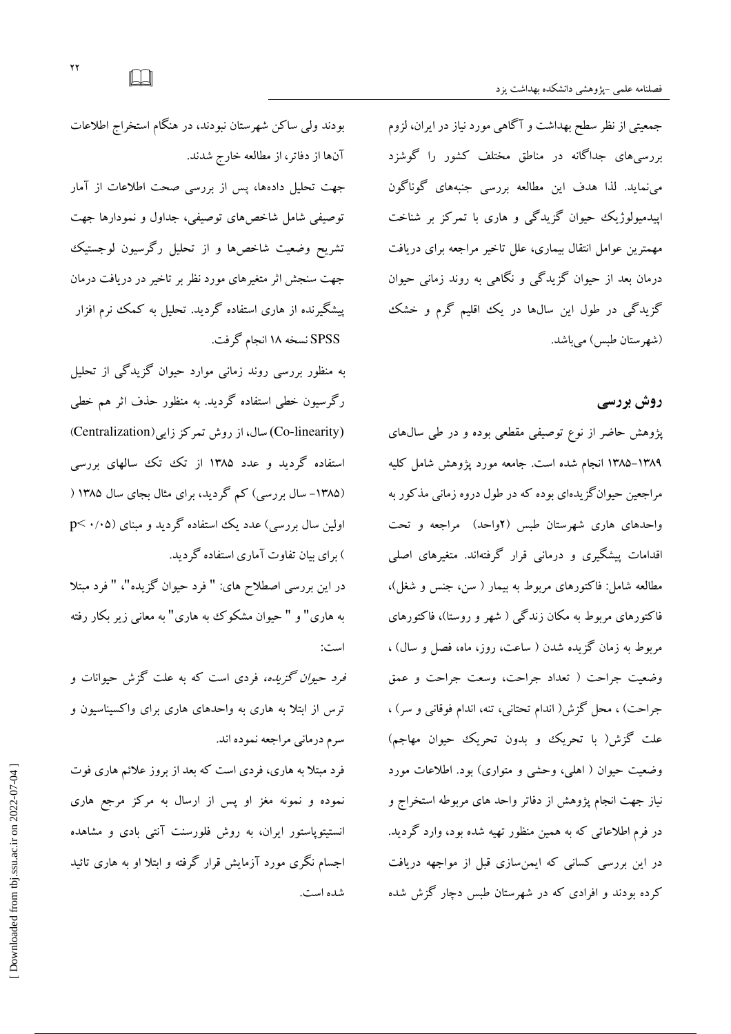جمعیتی از نظر سطح بهداشت و آگاهی مورد نیاز در ایران، لزوم بررسی‌های جداگانه در مناطق مختلف کشور را گوشزد می‌نماید. لذا هدف این مطالعه بررسی جنبه‌های گوناگون اپیدمیولوژیک حیوان گزیدگی و هاری با تمرکز بر شناخت مهمترین عوامل انتقال بیماری، علل تاخیر مراجعه برای دریافت درمان بعد از حیوان گزیدگی و نگاهی به روند زمانی حیوان گزیدگی در طول این سال‌ها در یک اقلیم گرم و خشک (شهرستان طبس) می‌باشد.

## روش بررسی

پژوهش حاضر از نوع توصیفی مقطعی بوده و در طی سال‌های ۱۳۸۹-۱۳۸۵ انجام شده است. جامعه مورد پژوهش شامل کلیه مراجعین حیوان‌گزیده‌ای بوده که در طول دروه زمانی مذکور به واحدهای هاری شهرستان طبس (۲واحد) مراجعه و تحت اقدامات پیشگیری و درمانی قرار گرفته‌اند. متغیرهای اصلی مطالعه شامل: فاکتورهای مربوط به بیمار ( سن، جنس و شغل)، فاکتورهای مربوط به مکان زندگی ( شهر و روستا)، فاکتورهای مربوط به زمان گزیده شدن ( ساعت، روز، ماه، فصل و سال) ، وضعیت جراحت ( تعداد جراحت، وسعت جراحت و عمق جراحت) ، محل گزش( اندام تحتانی، تنه، اندام فوقانی و سر) ، علت گزش( با تحریک و بدون تحریک حیوان مهاجم) وضعیت حیوان ( اهلی، وحشی و متواری) بود. اطلاعات مورد نیاز جهت انجام پژوهش از دفاتر واحد های مربوطه استخراج و در فرم اطلاعاتی که به همین منظور تهیه شده بود، وارد گردید. در این بررسی کسانی که ایمن‌سازی قبل از مواجهه دریافت کرده بودند و افرادی که در شهرستان طبس دچار گزش شده بودند ولی ساکن شهرستان نبودند، در هنگام استخراج اطلاعات آن‌ها از دفاتر، از مطالعه خارج شدند.

جهت تحلیل داده‌ها، پس از بررسی صحت اطلاعات از آمار توصیفی شامل شاخص‌های توصیفی، جداول و نمودارها جهت تشریح وضعیت شاخص‌ها و از تحلیل رگرسیون لوجستیک جهت سنجش اثر متغیرهای مورد نظر بر تاخیر در دریافت درمان پیشگیرنده از هاری استفاده گردید. تحلیل به کمک نرم افزار SPSS نسخه ۱۸ انجام گرفت.

به منظور بررسی روند زمانی موارد حیوان گزیدگی از تحلیل رگرسیون خطی استفاده گردید. به منظور حذف اثر هم خطی (Co-linearity) سال، از روش تمرکز زایی(Centralization) استفاده گردید و عدد ۱۳۸۵ از تک تک سالهای بررسی (۱۳۸۵- سال بررسی) کم گردید، برای مثال بجای سال ۱۳۸۵ ( اولین سال بررسی) عدد یک استفاده گردید و مبنای ($p< ۰/۰۵$ ) برای بیان تفاوت آماری استفاده گردید.

در این بررسی اصطلاح های: " فرد حیوان گزیده"، " فرد مبتلا به هاری" و " حیوان مشکوک به هاری" به معانی زیر بکار رفته است:

*فرد حیوان گزیده*، فردی است که به علت گزش حیوانات و ترس از ابتلا به هاری به واحدهای هاری برای واکسیناسیون و سرم درمانی مراجعه نموده اند.

فرد مبتلا به هاری، فردی است که بعد از بروز علائم هاری فوت نموده و نمونه مغز او پس از ارسال به مرکز مرجع هاری انستیتوپاستور ایران، به روش فلورسنت آنتی بادی و مشاهده اجسام نگری مورد آزمایش قرار گرفته و ابتلا او به هاری تائید شده است.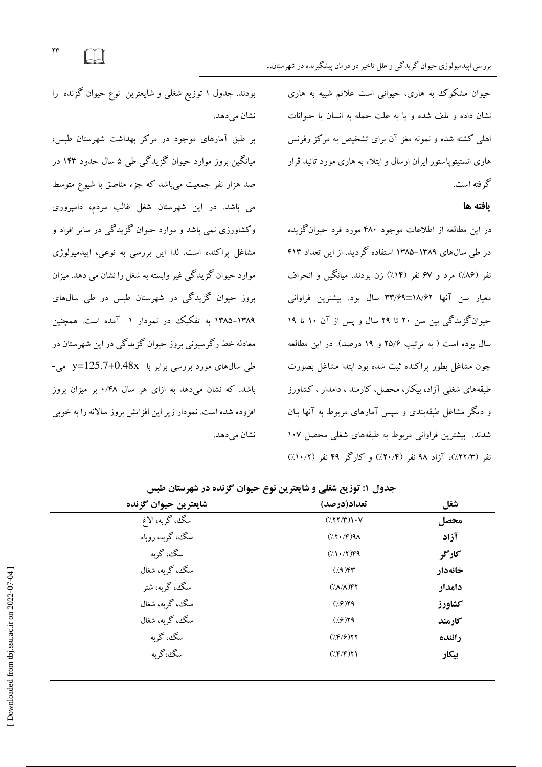حیوان مشکوک به هاری، حیوانی است علائم شبیه به هاری نشان داده و تلف شده و یا به علت حمله به انسان یا حیوانات اهلی کشته شده و نمونه مغز آن برای تشخیص به مرکز رفرنس هاری انستیتوپاستور ایران ارسال و ابتلاء به هاری مورد تائید قرار گرفته است.

## یافته ها

در این مطالعه از اطلاعات موجود ۴۸۰ مورد فرد حیوان‌گزیده در طی سال‌های ۱۳۸۹-۱۳۸۵ استفاده گردید. از این تعداد ۴۱۳ نفر (۸۶٪) مرد و ۶۷ نفر (۱۴٪) زن بودند. میانگین و انحراف معیار سن آنها ۱۸/۶۲±۳۳/۶۹ سال بود. بیشترین فراوانی حیوان‌گزیدگی بین سن ۲۰ تا ۲۹ سال و پس از آن ۱۰ تا ۱۹ سال بوده است ( به ترتیب ۲۵/۶ و ۱۹ درصد). در این مطالعه چون مشاغل بطور پراکنده ثبت شده بود ابتدا مشاغل بصورت طبقه‌های شغلی آزاد، بیکار، محصل، کارمند ، دامدار ، کشاورز و دیگر مشاغل طبقه‌بندی و سپس آمارهای مربوط به آنها بیان شدند. بیشترین فراوانی مربوط به طبقه‌های شغلی محصل ۱۰۷ نفر (۲۲/۳٪)، آزاد ۹۸ نفر (۲۰/۴٪) و کارگر ۴۹ نفر (۱۰/۲٪) بودند. جدول ۱ توزیع شغلی و شایعترین نوع حیوان گزنده را نشان می‌دهد.

بر طبق آمارهای موجود در مرکز بهداشت شهرستان طبس، میانگین بروز موارد حیوان گزیدگی طی ۵ سال حدود ۱۴۳ در صد هزار نفر جمعیت می‌باشد که جزء مناصق با شیوع متوسط می باشد. در این شهرستان شغل غالب مردم، دامپروری وکشاورزی نمی باشد و موارد حیوان گزیدگی در سایر افراد و مشاغل پراکنده است. لذا این بررسی به نوعی، اپیدمیولوژی موارد حیوان گزیدگی غیر وابسته به شغل را نشان می دهد. میزان بروز حیوان گزیدگی در شهرستان طبس در طی سال‌های ۱۳۸۹-۱۳۸۵ به تفکیک در نمودار ۱ آمده است. همچنین معادله خط رگرسیونی بروز حیوان گزیدگی در این شهرستان در طی سال‌های مورد بررسی برابر با $y=125.7+0.48x$ می‌باشد. که نشان می‌دهد به ازای هر سال ۰/۴۸ بر میزان بروز افزوده شده است. نمودار زیر این افزایش بروز سالانه را به خوبی نشان می‌دهد.

**جدول ۱: توزیع شغلی و شایعترین نوع حیوان گزنده در شهرستان طبس**

| شغل | تعداد(درصد) | شایعترین حیوان گزنده |
|---|---|---|
| محصل | (٪۲۲/۳)۱۰۷ | سگ، گربه، الاغ |
| آزاد | (٪۲۰/۴)۹۸ | سگ، گربه، روباه |
| کارگر | (٪۱۰/۲)۴۹ | سگ، گربه |
| خانه‌دار | (٪۹)۴۳ | سگ، گربه، شغال |
| دامدار | (٪۸/۸)۴۲ | سگ، گربه، شتر |
| کشاورز | (٪۶)۲۹ | سگ، گربه، شغال |
| کارمند | (٪۶)۲۹ | سگ، گربه، شغال |
| راننده | (٪۴/۶)۲۲ | سگ، گربه |
| بیکار | (٪۴/۴)۲۱ | سگ،گربه |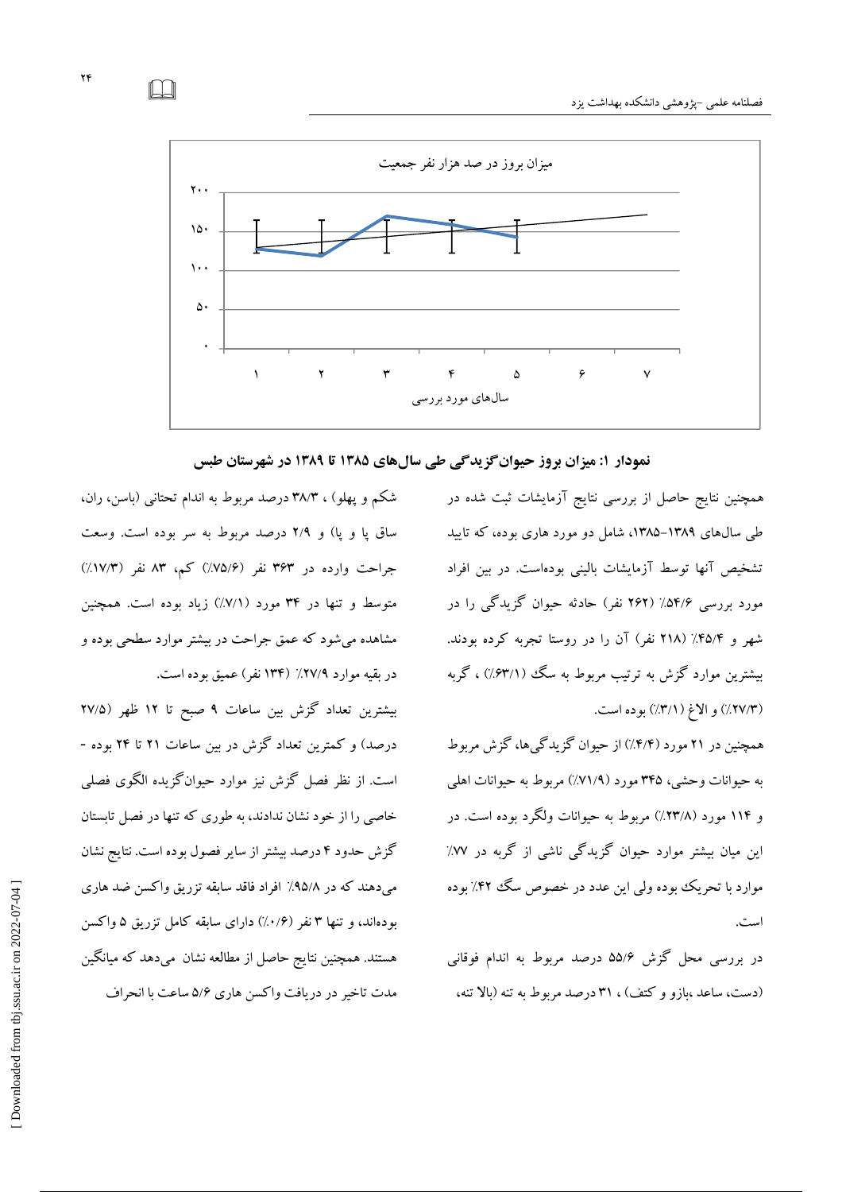نمودار ۱: میزان بروز حیوان‌گزیدگی طی سال‌های ۱۳۸۵ تا ۱۳۸۹ در شهرستان طبس

همچنین نتایج حاصل از بررسی نتایج آزمایشات ثبت شده در طی سال‌های ۱۳۸۹-۱۳۸۵، شامل دو مورد هاری بوده، که تایید تشخیص آنها توسط آزمایشات بالینی بوده‌است. در بین افراد مورد بررسی ۵۴/۶٪ (۲۶۲ نفر) حادثه حیوان گزیدگی را در شهر و ۴۵/۴٪ (۲۱۸ نفر) آن را در روستا تجربه کرده بودند. بیشترین موارد گزش به ترتیب مربوط به سگ (۶۳/۱٪) ، گربه (۲۷/۳٪) و الاغ (۳/۱٪) بوده است.

همچنین در ۲۱ مورد (۴/۴٪) از حیوان گزیدگی‌ها، گزش مربوط به حیوانات وحشی، ۳۴۵ مورد (۷۱/۹٪) مربوط به حیوانات اهلی و ۱۱۴ مورد (۲۳/۸٪) مربوط به حیوانات ولگرد بوده است. در این میان بیشتر موارد حیوان گزیدگی ناشی از گربه در ۷۷٪ موارد با تحریک بوده ولی این عدد در خصوص سگ ۴۲٪ بوده است.

در بررسی محل گزش ۵۵/۶ درصد مربوط به اندام فوقانی (دست، ساعد ،بازو و کتف) ، ۳۱ درصد مربوط به تنه (بالا تنه، شکم و پهلو) ، ۳۸/۳ درصد مربوط به اندام تحتانی (باسن، ران، ساق پا و پا) و ۲/۹ درصد مربوط به سر بوده است. وسعت جراحت وارده در ۳۶۳ نفر (۷۵/۶٪) کم، ۸۳ نفر (۱۷/۳٪) متوسط و تنها در ۳۴ مورد (۷/۱٪) زیاد بوده است. همچنین مشاهده می‌شود که عمق جراحت در بیشتر موارد سطحی بوده و در بقیه موارد ۲۷/۹٪ (۱۳۴ نفر) عمیق بوده است.

بیشترین تعداد گزش بین ساعات ۹ صبح تا ۱۲ ظهر (۲۷/۵ درصد) و کمترین تعداد گزش در بین ساعات ۲۱ تا ۲۴ بوده - است. از نظر فصل گزش نیز موارد حیوان‌گزیده الگوی فصلی خاصی را از خود نشان ندادند، به طوری که تنها در فصل تابستان گزش حدود ۴ درصد بیشتر از سایر فصول بوده است. نتایج نشان می‌دهند که در ۹۵/۸٪ افراد فاقد سابقه تزریق واکسن ضد هاری بوده‌اند، و تنها ۳ نفر (۰/۶٪) دارای سابقه کامل تزریق ۵ واکسن هستند. همچنین نتایج حاصل از مطالعه نشان می‌دهد که میانگین مدت تاخیر در دریافت واکسن هاری ۵/۶ ساعت با انحراف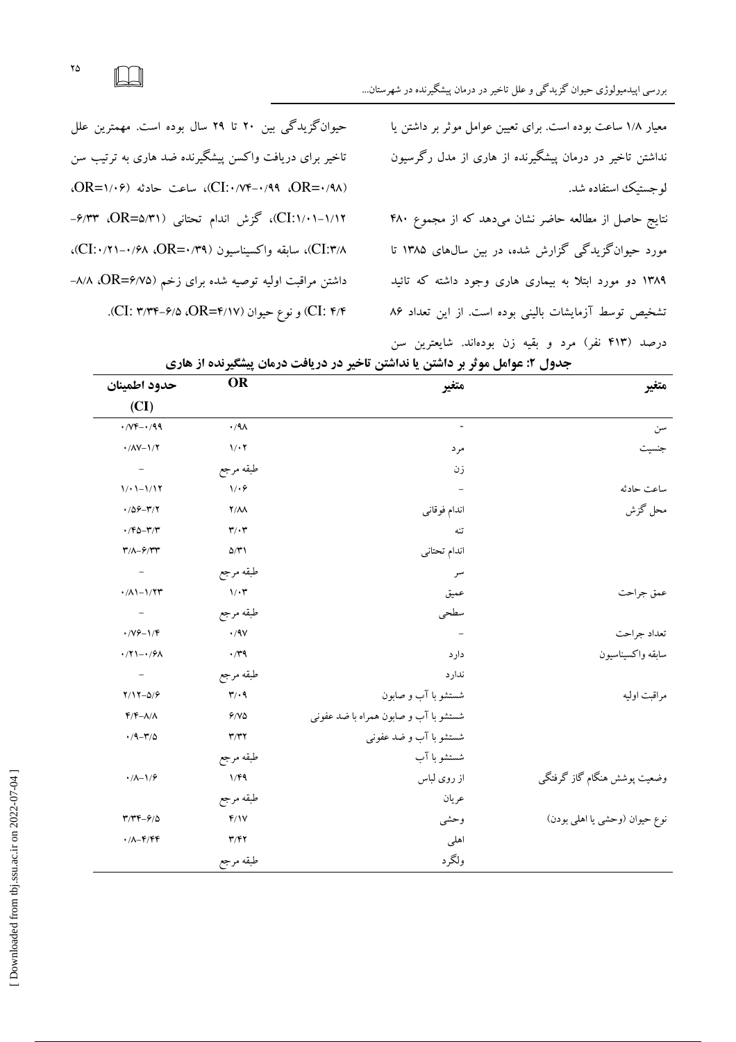معیار ۱/۸ ساعت بوده است. برای تعیین عوامل موثر بر داشتن یا نداشتن تاخیر در درمان پیشگیرنده از هاری از مدل رگرسیون لوجستیک استفاده شد.

نتایج حاصل از مطالعه حاضر نشان می‌دهد که از مجموع ۴۸۰ مورد حیوان‌گزیدگی گزارش شده، در بین سال‌های ۱۳۸۵ تا ۱۳۸۹ دو مورد ابتلا به بیماری هاری وجود داشته که تائید تشخیص توسط آزمایشات بالینی بوده است. از این تعداد ۸۶ درصد (۴۱۳ نفر) مرد و بقیه زن بوده‌اند. شایعترین سن حیوان‌گزیدگی بین ۲۰ تا ۲۹ سال بوده است. مهمترین علل تاخیر برای دریافت واکسن پیشگیرنده ضد هاری به ترتیب سن (OR=۰/۹۸، CI:۰/۷۴-۰/۹۹)، ساعت حادثه (OR=۱/۰۶، CI:۱/۰۱-۱/۱۲)، گزش اندام تحتانی (OR=۵/۳۱، ۶/۳۳-CI:۳/۸)، سابقه واکسیناسیون (OR=۰/۳۹، CI:۰/۲۱-۰/۶۸)، داشتن مراقبت اولیه توصیه شده برای زخم (OR=۶/۷۵، ۸/۸-CI: ۴/۴) و نوع حیوان (OR=۴/۱۷، CI: ۳/۳۴-۶/۵).

**جدول ۲: عوامل موثر بر داشتن یا نداشتن تاخیر در دریافت درمان پیشگیرنده از هاری**

| متغیر | متغیر | OR | حدود اطمینان (CI) |
|---|---|---|---|
| سن | - | ۰/۹۸ | ۰/۷۴-۰/۹۹ |
| جنسیت | مرد | ۱/۰۲ | ۰/۸۷-۱/۲ |
| | زن | طبقه مرجع | - |
| ساعت حادثه | - | ۱/۰۶ | ۱/۰۱-۱/۱۲ |
| محل گزش | اندام فوقانی | ۲/۸۸ | ۰/۵۶-۳/۲ |
| | تنه | ۳/۰۳ | ۰/۴۵-۳/۳ |
| | اندام تحتانی | ۵/۳۱ | ۳/۸-۶/۳۳ |
| | سر | طبقه مرجع | - |
| عمق جراحت | عمیق | ۱/۰۳ | ۰/۸۱-۱/۲۳ |
| | سطحی | طبقه مرجع | - |
| تعداد جراحت | - | ۰/۹۷ | ۰/۷۶-۱/۴ |
| سابقه واکسیناسیون | دارد | ۰/۳۹ | ۰/۲۱-۰/۶۸ |
| | ندارد | طبقه مرجع | - |
| مراقبت اولیه | شستشو با آب و صابون | ۳/۰۹ | ۲/۱۲-۵/۶ |
| | شستشو با آب و صابون همراه با ضد عفونی | ۶/۷۵ | ۴/۴-۸/۸ |
| | شستشو با آب و ضد عفونی | ۳/۳۲ | ۰/۹-۳/۵ |
| | شستشو با آب | طبقه مرجع | |
| وضعیت پوشش هنگام گاز گرفتگی | از روی لباس | ۱/۴۹ | ۰/۸-۱/۶ |
| | عریان | طبقه مرجع | |
| نوع حیوان (وحشی یا اهلی بودن) | وحشی | ۴/۱۷ | ۳/۳۴-۶/۵ |
| | اهلی | ۳/۴۲ | ۰/۸-۴/۴۴ |
| | ولگرد | طبقه مرجع | |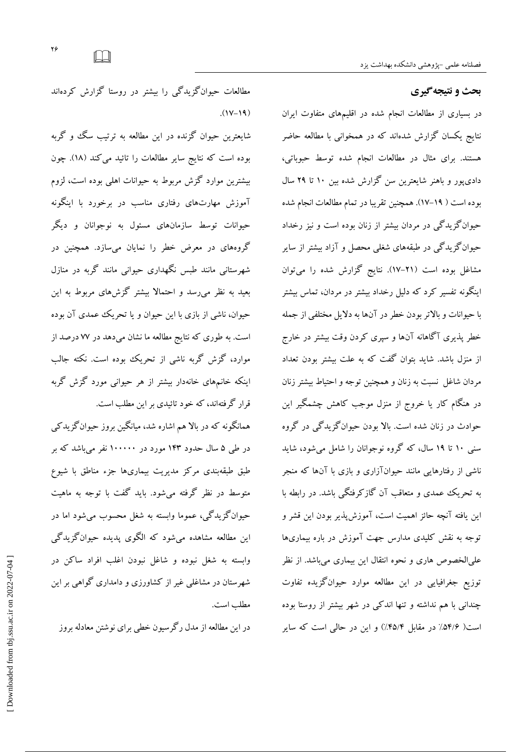## بحث و نتیجه‌گیری

در بسیاری از مطالعات انجام شده در اقلیم‌های متفاوت ایران نتایج یکسان گزارش شده‌اند که در همخوانی با مطالعه حاضر هستند. برای مثال در مطالعات انجام شده توسط حبوباتی، دادی‌پور و باهنر شایعترین سن گزارش شده بین ۱۰ تا ۲۹ سال بوده است ( ۱۹-۱۷). همچنین تقریبا در تمام مطالعات انجام شده حیوان‌گزیدگی در مردان بیشتر از زنان بوده است و نیز رخداد حیوان‌گزیدگی در طبقه‌های شغلی محصل و آزاد بیشتر از سایر مشاغل بوده است (۲۱-۱۷). نتایج گزارش شده را می‌توان اینگونه تفسیر کرد که دلیل رخداد بیشتر در مردان، تماس بیشتر با حیوانات و بالاتر بودن خطر در آن‌ها به دلایل مختلفی از جمله خطر پذیری آگاهانه آن‌ها و سپری کردن وقت بیشتر در خارج از منزل باشد. شاید بتوان گفت که به علت بیشتر بودن تعداد مردان شاغل نسبت به زنان و همچنین توجه و احتیاط بیشتر زنان در هنگام کار یا خروج از منزل موجب کاهش چشمگیر این حوادث در زنان شده است. بالا بودن حیوان‌گزیدگی در گروه سنی ۱۰ تا ۱۹ سال، که گروه نوجوانان را شامل می‌شود، شاید ناشی از رفتارهایی مانند حیوان‌آزاری و بازی با آن‌ها که منجر به تحریک عمدی و متعاقب آن گازگرفتگی باشد. در رابطه با این یافته آنچه حائز اهمیت است، آموزش‌پذیر بودن این قشر و توجه به نقش کلیدی مدارس جهت آموزش در باره بیماری‌ها علی‌الخصوص هاری و نحوه انتقال این بیماری می‌باشد. از نظر توزیع جغرافیایی در این مطالعه موارد حیوان‌گزیده تفاوت چندانی با هم نداشته و تنها اندکی در شهر بیشتر از روستا بوده است( ۵۴/۶٪ در مقابل ۴۵/۴٪) و این در حالی است که سایر مطالعات حیوان‌گزیدگی را بیشتر در روستا گزارش کرده‌اند (۱۹-۱۷).

شایعترین حیوان گزنده در این مطالعه به ترتیب سگ و گربه بوده است که نتایج سایر مطالعات را تائید می‌کند (۱۸). چون بیشترین موارد گزش مربوط به حیوانات اهلی بوده است، لزوم آموزش مهارت‌های رفتاری مناسب در برخورد با اینگونه حیوانات توسط سازمان‌های مسئول به نوجوانان و دیگر گروه‌های در معرض خطر را نمایان می‌سازد. همچنین در شهرستانی مانند طبس نگهداری حیوانی مانند گربه در منازل بعید به نظر می‌رسد و احتمالا بیشتر گزش‌های مربوط به این حیوان، ناشی از بازی با این حیوان و یا تحریک عمدی آن بوده است. به طوری که نتایج مطالعه ما نشان می‌دهد در ۷۷ درصد از موارد، گزش گربه ناشی از تحریک بوده است. نکته جالب اینکه خانم‌های خانه‌دار بیشتر از هر حیوانی مورد گزش گربه قرار گرفته‌اند، که خود تائیدی بر این مطلب است.

همانگونه که در بالا هم اشاره شد، میانگین بروز حیوان‌گزیدکی در طی ۵ سال حدود ۱۴۳ مورد در ۱۰۰۰۰۰ نفر می‌باشد که بر طبق طبقه‌بندی مرکز مدیریت بیماری‌ها جزء مناطق با شیوع متوسط در نظر گرفته می‌شود. باید گفت با توجه به ماهیت حیوان‌گزیدگی، عموما وابسته به شغل محسوب می‌شود اما در این مطالعه مشاهده می‌شود که الگوی پدیده حیوان‌گزیدگی وابسته به شغل نبوده و شاغل نبودن اغلب افراد ساکن در شهرستان در مشاغلی غیر از کشاورزی و دامداری گواهی بر این مطلب است.

در این مطالعه از مدل رگرسیون خطی برای نوشتن معادله بروز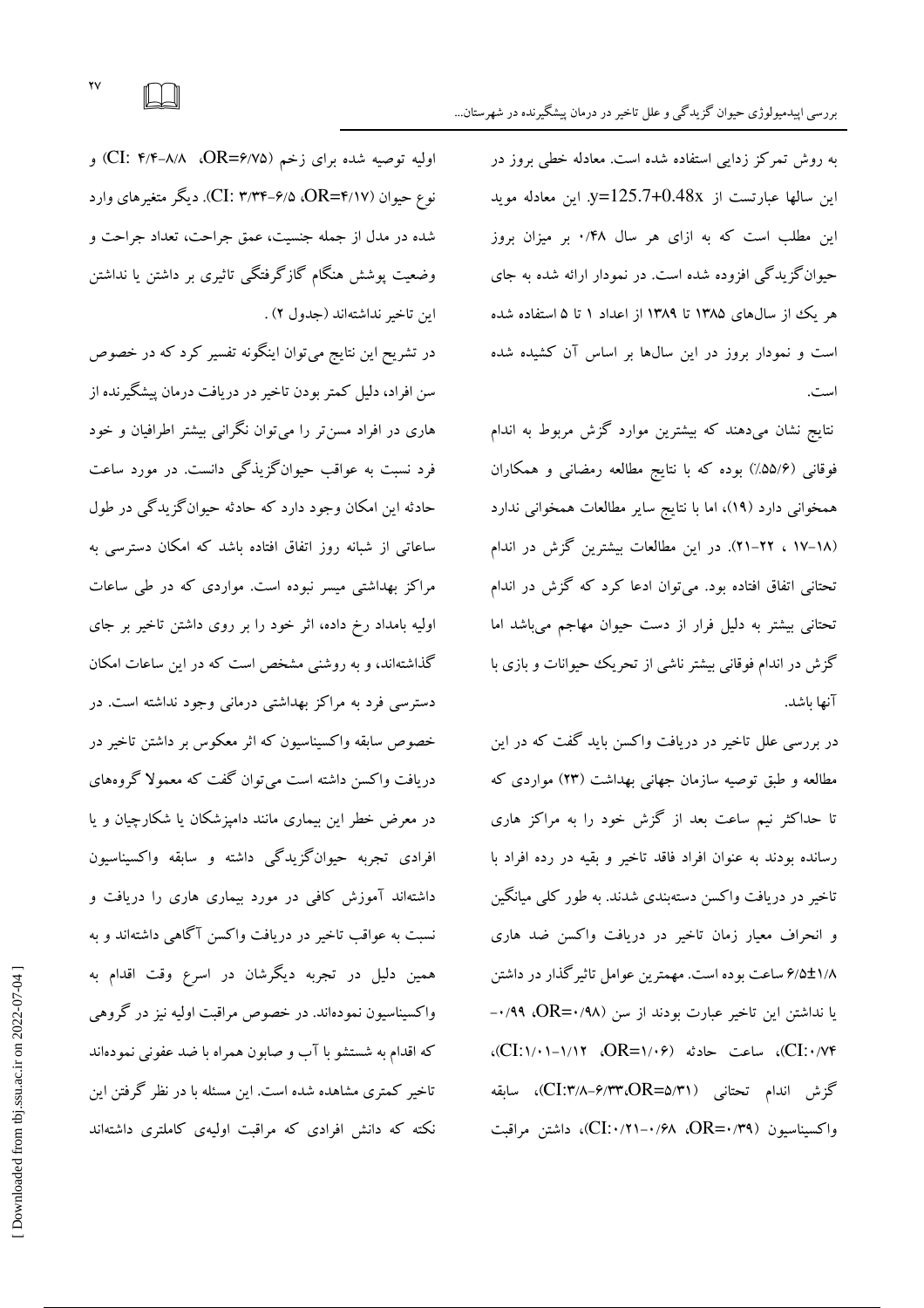به روش تمرکز زدایی استفاده شده است. معادله خطی بروز در این سالها عبارتست از $y=125.7+0.48x$. این معادله موید این مطلب است که به ازای هر سال ۰/۴۸ بر میزان بروز حیوان‌گزیدگی افزوده شده است. در نمودار ارائه شده به جای هر یک از سال‌های ۱۳۸۵ تا ۱۳۸۹ از اعداد ۱ تا ۵ استفاده شده است و نمودار بروز در این سال‌ها بر اساس آن کشیده شده است.

نتایج نشان می‌دهند که بیشترین موارد گزش مربوط به اندام فوقانی (۵۵/۶٪) بوده که با نتایج مطالعه رمضانی و همکاران همخوانی دارد (۱۹)، اما با نتایج سایر مطالعات همخوانی ندارد (۱۸-۱۷ ، ۲۲-۲۱). در این مطالعات بیشترین گزش در اندام تحتانی اتفاق افتاده بود. می‌توان ادعا کرد که گزش در اندام تحتانی بیشتر به دلیل فرار از دست حیوان مهاجم می‌باشد اما گزش در اندام فوقانی بیشتر ناشی از تحریک حیوانات و بازی با آنها باشد.

در بررسی علل تاخیر در دریافت واکسن باید گفت که در این مطالعه و طبق توصیه سازمان جهانی بهداشت (۲۳) مواردی که تا حداکثر نیم ساعت بعد از گزش خود را به مراکز هاری رسانده بودند به عنوان افراد فاقد تاخیر و بقیه در رده افراد با تاخیر در دریافت واکسن دسته‌بندی شدند. به طور کلی میانگین و انحراف معیار زمان تاخیر در دریافت واکسن ضد هاری ۶/۵±۱/۸ ساعت بوده است. مهمترین عوامل تاثیرگذار در داشتن یا نداشتن این تاخیر عبارت بودند از سن (OR=۰/۹۸، ۰/۹۹-۰/۷۴:CI)، ساعت حادثه (OR=۱/۰۶، CI:۱/۰۱-۱/۱۲)، گزش اندام تحتانی (OR=۵/۳۱،CI:۳/۸-۶/۳۳)، سابقه واکسیناسیون (OR=۰/۳۹، CI:۰/۲۱-۰/۶۸)، داشتن مراقبت اولیه توصیه شده برای زخم (OR=۶/۷۵، CI: ۴/۴-۸/۸) و نوع حیوان (OR=۴/۱۷، CI: ۳/۳۴-۶/۵). دیگر متغیرهای وارد شده در مدل از جمله جنسیت، عمق جراحت، تعداد جراحت و وضعیت پوشش هنگام گازگرفتگی تاثیری بر داشتن یا نداشتن این تاخیر نداشته‌اند (جدول ۲) .

در تشریح این نتایج می‌توان اینگونه تفسیر کرد که در خصوص سن افراد، دلیل کمتر بودن تاخیر در دریافت درمان پیشگیرنده از هاری در افراد مسن‌تر را می‌توان نگرانی بیشتر اطرافیان و خود فرد نسبت به عواقب حیوان‌گزیدگی دانست. در مورد ساعت حادثه این امکان وجود دارد که حادثه حیوان‌گزیدگی در طول ساعاتی از شبانه روز اتفاق افتاده باشد که امکان دسترسی به مراکز بهداشتی میسر نبوده است. مواردی که در طی ساعات اولیه بامداد رخ داده، اثر خود را بر روی داشتن تاخیر بر جای گذاشته‌اند، و به روشنی مشخص است که در این ساعات امکان دسترسی فرد به مراکز بهداشتی درمانی وجود نداشته است. در خصوص سابقه واکسیناسیون که اثر معکوس بر داشتن تاخیر در دریافت واکسن داشته است می‌توان گفت که معمولا گروه‌های در معرض خطر این بیماری مانند دامپزشکان یا شکارچیان و یا افرادی تجربه حیوان‌گزیدگی داشته و سابقه واکسیناسیون داشته‌اند آموزش کافی در مورد بیماری هاری را دریافت و نسبت به عواقب تاخیر در دریافت واکسن آگاهی داشته‌اند و به همین دلیل به تجربه دیگرشان در اسرع وقت اقدام به واکسیناسیون نموده‌اند. در خصوص مراقبت اولیه نیز در گروهی که اقدام به شستشو با آب و صابون همراه با ضد عفونی نموده‌اند تاخیر کمتری مشاهده شده است. این مسئله با در نظر گرفتن این نکته که دانش افرادی که مراقبت اولیه‌ی کاملتری داشته‌اند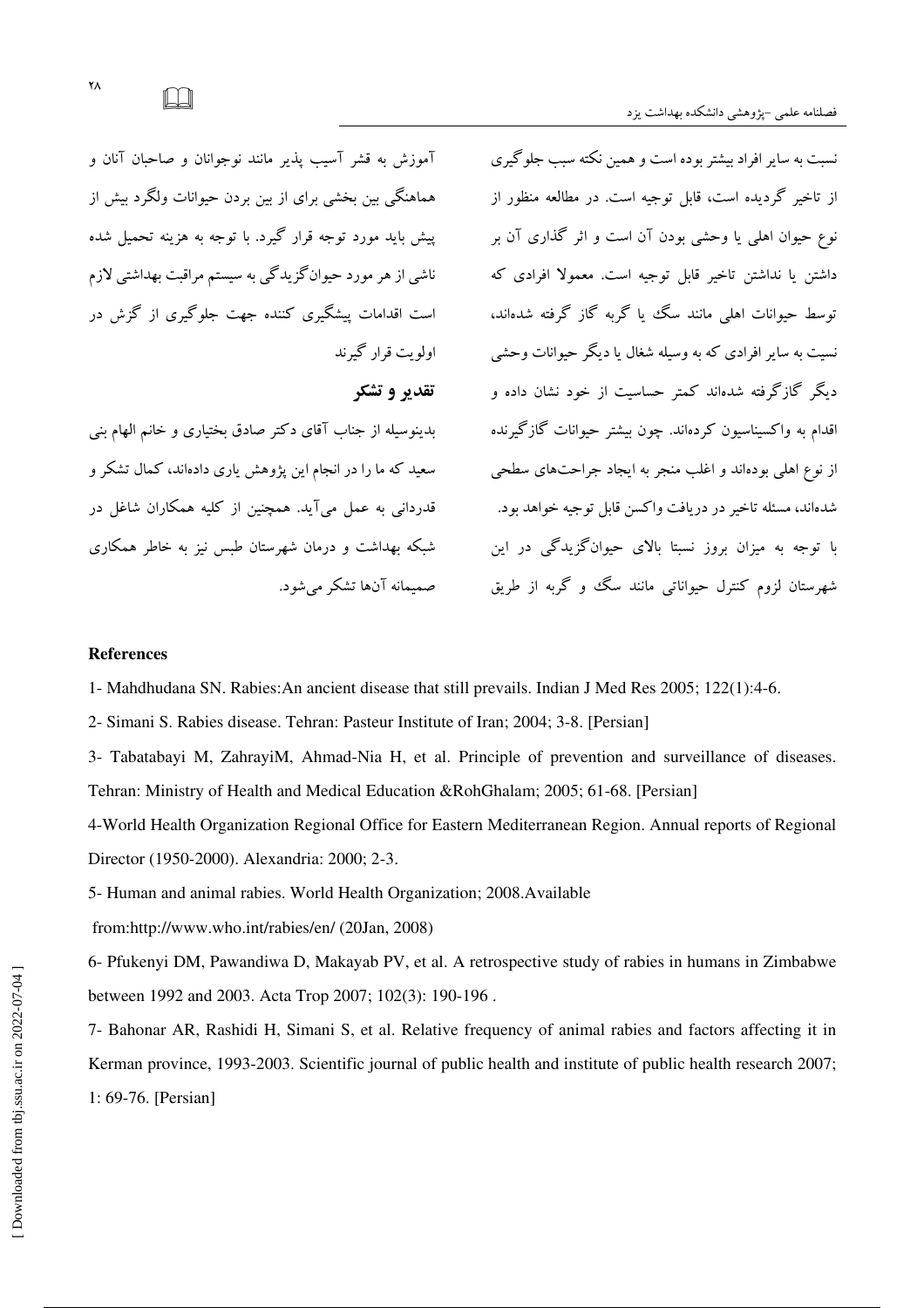نسبت به سایر افراد بیشتر بوده است و همین نکته سبب جلوگیری از تاخیر گردیده است، قابل توجیه است. در مطالعه منظور از نوع حیوان اهلی یا وحشی بودن آن است و اثر گذاری آن بر داشتن یا نداشتن تاخیر قابل توجیه است. معمولا افرادی که توسط حیوانات اهلی مانند سگ یا گربه گاز گرفته شده‌اند، نسبت به سایر افرادی که به وسیله شغال یا دیگر حیوانات وحشی دیگر گازگرفته شده‌اند کمتر حساسیت از خود نشان داده و اقدام به واکسیناسیون کرده‌اند. چون بیشتر حیوانات گازگیرنده از نوع اهلی بوده‌اند و اغلب منجر به ایجاد جراحت‌های سطحی شده‌اند، مسئله تاخیر در دریافت واکسن قابل توجیه خواهد بود.

با توجه به میزان بروز نسبتا بالای حیوان‌گزیدگی در این شهرستان لزوم کنترل حیواناتی مانند سگ و گربه از طریق آموزش به قشر آسیب پذیر مانند نوجوانان و صاحبان آنان و هماهنگی بین بخشی برای از بین بردن حیوانات ولگرد بیش از پیش باید مورد توجه قرار گیرد. با توجه به هزینه تحمیل شده ناشی از هر مورد حیوان‌گزیدگی به سیستم مراقبت بهداشتی لازم است اقدامات پیشگیری کننده جهت جلوگیری از گزش در اولویت قرار گیرند

## تقدیر و تشکر

بدینوسیله از جناب آقای دکتر صادق بختیاری و خانم الهام بنی سعید که ما را در انجام این پژوهش یاری داده‌اند، کمال تشکر و قدردانی به عمل می‌آید. همچنین از کلیه همکاران شاغل در شبکه بهداشت و درمان شهرستان طبس نیز به خاطر همکاری صمیمانه آن‌ها تشکر می‌شود.

## References

1- Mahdhudana SN. Rabies:An ancient disease that still prevails. Indian J Med Res 2005; 122(1):4-6.

2- Simani S. Rabies disease. Tehran: Pasteur Institute of Iran; 2004; 3-8. [Persian]

3- Tabatabayi M, ZahrayiM, Ahmad-Nia H, et al. Principle of prevention and surveillance of diseases. Tehran: Ministry of Health and Medical Education &RohGhalam; 2005; 61-68. [Persian]

4-World Health Organization Regional Office for Eastern Mediterranean Region. Annual reports of Regional Director (1950-2000). Alexandria: 2000; 2-3.

5- Human and animal rabies. World Health Organization; 2008.Available from:http://www.who.int/rabies/en/ (20Jan, 2008)

6- Pfukenyi DM, Pawandiwa D, Makayab PV, et al. A retrospective study of rabies in humans in Zimbabwe between 1992 and 2003. Acta Trop 2007; 102(3): 190-196 .

7- Bahonar AR, Rashidi H, Simani S, et al. Relative frequency of animal rabies and factors affecting it in Kerman province, 1993-2003. Scientific journal of public health and institute of public health research 2007; 1: 69-76. [Persian]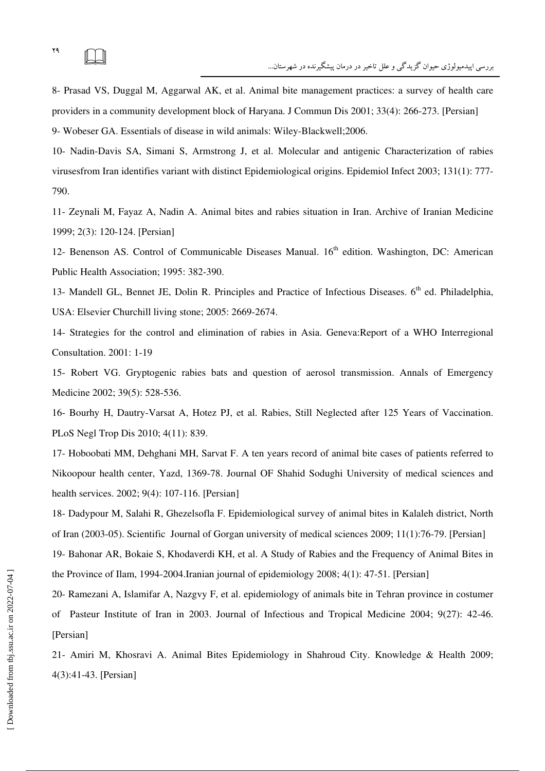8- Prasad VS, Duggal M, Aggarwal AK, et al. Animal bite management practices: a survey of health care providers in a community development block of Haryana. J Commun Dis 2001; 33(4): 266-273. [Persian]

9- Wobeser GA. Essentials of disease in wild animals: Wiley-Blackwell;2006.

10- Nadin-Davis SA, Simani S, Armstrong J, et al. Molecular and antigenic Characterization of rabies virusesfrom Iran identifies variant with distinct Epidemiological origins. Epidemiol Infect 2003; 131(1): 777-790.

11- Zeynali M, Fayaz A, Nadin A. Animal bites and rabies situation in Iran. Archive of Iranian Medicine 1999; 2(3): 120-124. [Persian]

12- Benenson AS. Control of Communicable Diseases Manual. 16th edition. Washington, DC: American Public Health Association; 1995: 382-390.

13- Mandell GL, Bennet JE, Dolin R. Principles and Practice of Infectious Diseases. 6th ed. Philadelphia, USA: Elsevier Churchill living stone; 2005: 2669-2674.

14- Strategies for the control and elimination of rabies in Asia. Geneva:Report of a WHO Interregional Consultation. 2001: 1-19

15- Robert VG. Gryptogenic rabies bats and question of aerosol transmission. Annals of Emergency Medicine 2002; 39(5): 528-536.

16- Bourhy H, Dautry-Varsat A, Hotez PJ, et al. Rabies, Still Neglected after 125 Years of Vaccination. PLoS Negl Trop Dis 2010; 4(11): 839.

17- Hoboobati MM, Dehghani MH, Sarvat F. A ten years record of animal bite cases of patients referred to Nikoopour health center, Yazd, 1369-78. Journal OF Shahid Sodughi University of medical sciences and health services. 2002; 9(4): 107-116. [Persian]

18- Dadypour M, Salahi R, Ghezelsofla F. Epidemiological survey of animal bites in Kalaleh district, North of Iran (2003-05). Scientific Journal of Gorgan university of medical sciences 2009; 11(1):76-79. [Persian]

19- Bahonar AR, Bokaie S, Khodaverdi KH, et al. A Study of Rabies and the Frequency of Animal Bites in the Province of Ilam, 1994-2004.Iranian journal of epidemiology 2008; 4(1): 47-51. [Persian]

20- Ramezani A, Islamifar A, Nazgvy F, et al. epidemiology of animals bite in Tehran province in costumer of Pasteur Institute of Iran in 2003. Journal of Infectious and Tropical Medicine 2004; 9(27): 42-46. [Persian]

21- Amiri M, Khosravi A. Animal Bites Epidemiology in Shahroud City. Knowledge & Health 2009; 4(3):41-43. [Persian]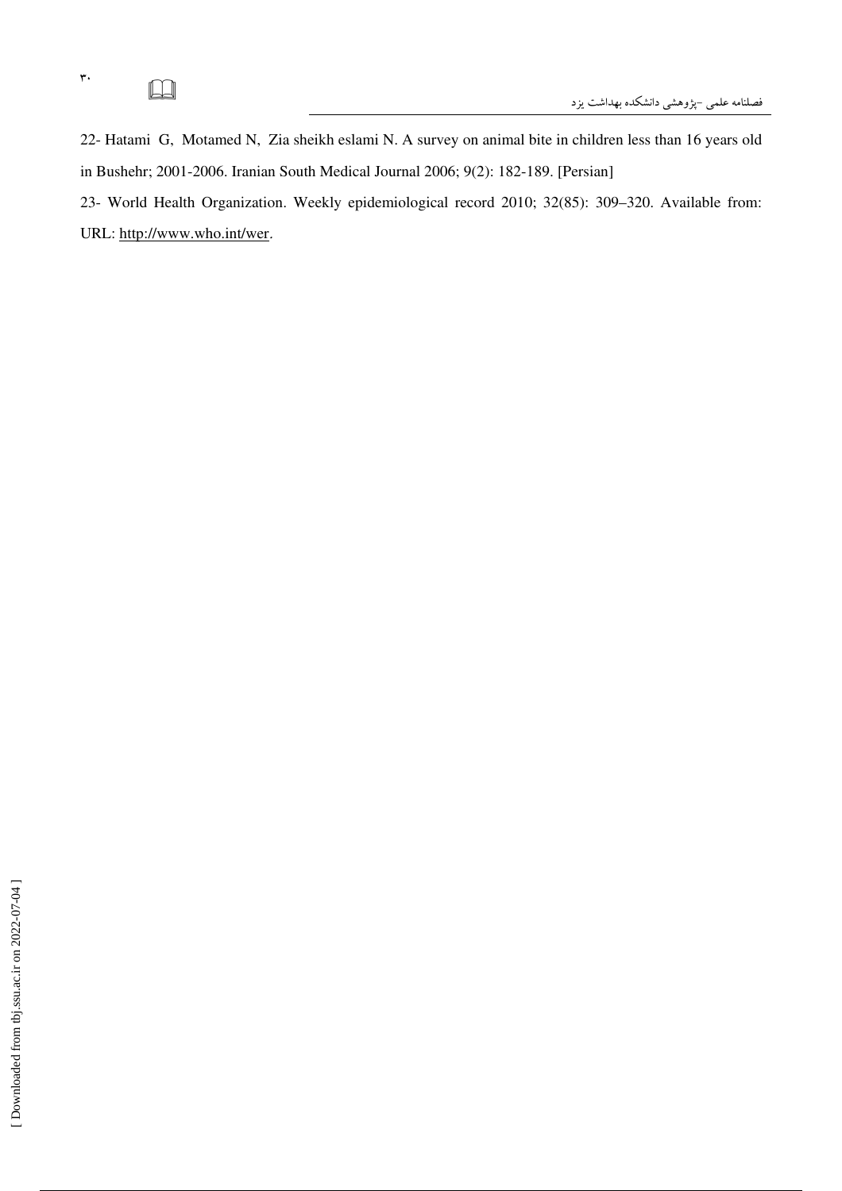22- Hatami G, Motamed N, Zia sheikh eslami N. A survey on animal bite in children less than 16 years old in Bushehr; 2001-2006. Iranian South Medical Journal 2006; 9(2): 182-189. [Persian]

23- World Health Organization. Weekly epidemiological record 2010; 32(85): 309–320. Available from: URL: http://www.who.int/wer.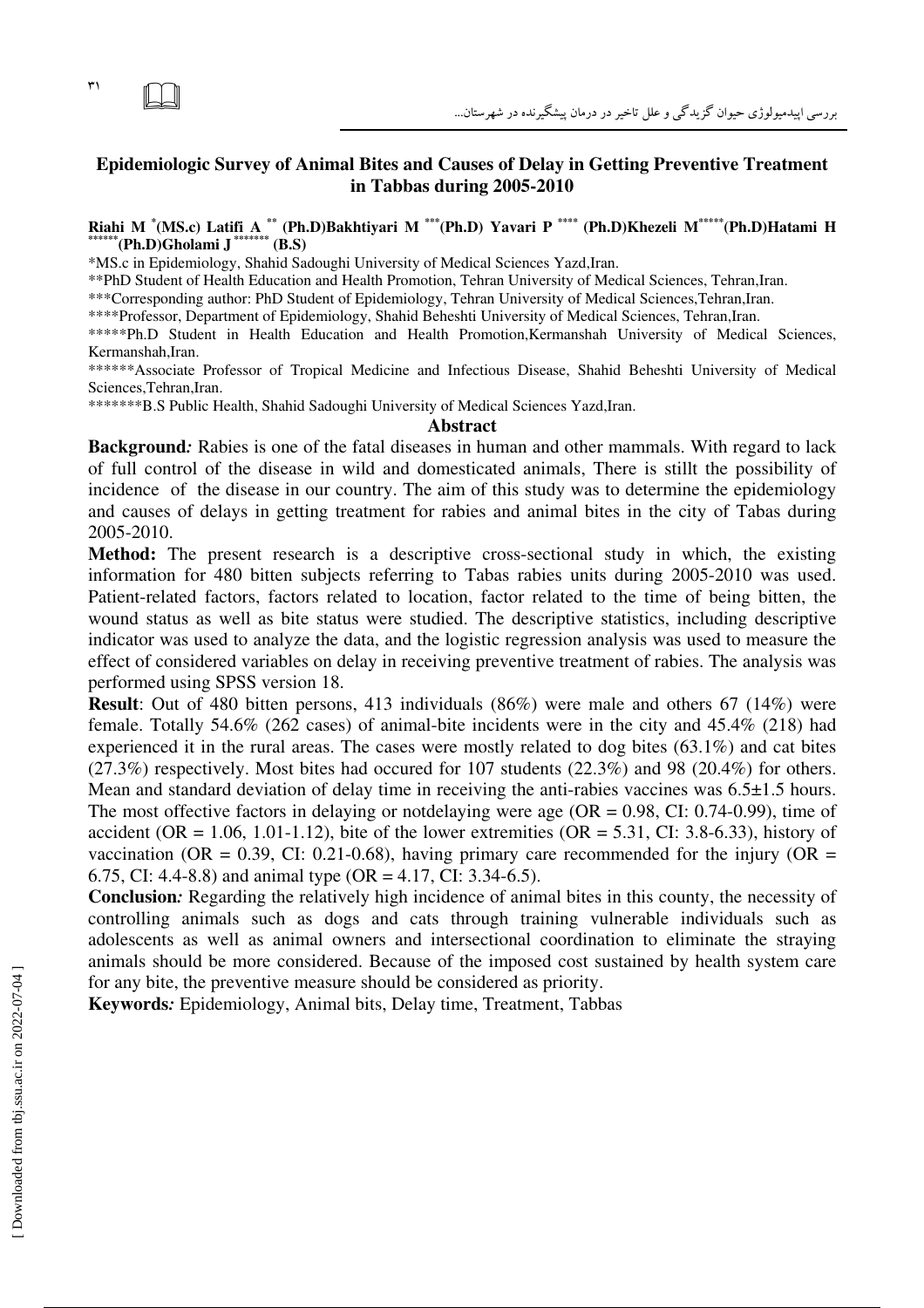# Epidemiologic Survey of Animal Bites and Causes of Delay in Getting Preventive Treatment in Tabbas during 2005-2010

**Riahi M [*](MS.c) Latifi A [**] (Ph.D)Bakhtiyari M [***](Ph.D) Yavari P [****] (Ph.D)Khezeli M[*****](Ph.D)Hatami H [******](Ph.D)Gholami J [*******] (B.S)**

*MS.c in Epidemiology, Shahid Sadoughi University of Medical Sciences Yazd,Iran.

**PhD Student of Health Education and Health Promotion, Tehran University of Medical Sciences, Tehran,Iran.

***Corresponding author: PhD Student of Epidemiology, Tehran University of Medical Sciences,Tehran,Iran.

****Professor, Department of Epidemiology, Shahid Beheshti University of Medical Sciences, Tehran,Iran.

*****Ph.D Student in Health Education and Health Promotion,Kermanshah University of Medical Sciences, Kermanshah,Iran.

******Associate Professor of Tropical Medicine and Infectious Disease, Shahid Beheshti University of Medical Sciences,Tehran,Iran.

*******B.S Public Health, Shahid Sadoughi University of Medical Sciences Yazd,Iran.

## Abstract

**Background*:*** Rabies is one of the fatal diseases in human and other mammals. With regard to lack of full control of the disease in wild and domesticated animals, There is stillt the possibility of incidence of the disease in our country. The aim of this study was to determine the epidemiology and causes of delays in getting treatment for rabies and animal bites in the city of Tabas during 2005-2010.

**Method:** The present research is a descriptive cross-sectional study in which, the existing information for 480 bitten subjects referring to Tabas rabies units during 2005-2010 was used. Patient-related factors, factors related to location, factor related to the time of being bitten, the wound status as well as bite status were studied. The descriptive statistics, including descriptive indicator was used to analyze the data, and the logistic regression analysis was used to measure the effect of considered variables on delay in receiving preventive treatment of rabies. The analysis was performed using SPSS version 18.

**Result**: Out of 480 bitten persons, 413 individuals (86%) were male and others 67 (14%) were female. Totally 54.6% (262 cases) of animal-bite incidents were in the city and 45.4% (218) had experienced it in the rural areas. The cases were mostly related to dog bites (63.1%) and cat bites (27.3%) respectively. Most bites had occured for 107 students (22.3%) and 98 (20.4%) for others. Mean and standard deviation of delay time in receiving the anti-rabies vaccines was 6.5±1.5 hours. The most offective factors in delaying or notdelaying were age (OR = 0.98, CI: 0.74-0.99), time of accident (OR = 1.06, 1.01-1.12), bite of the lower extremities (OR = 5.31, CI: 3.8-6.33), history of vaccination (OR = 0.39, CI: 0.21-0.68), having primary care recommended for the injury (OR = 6.75, CI: 4.4-8.8) and animal type (OR = 4.17, CI: 3.34-6.5).

**Conclusion*:*** Regarding the relatively high incidence of animal bites in this county, the necessity of controlling animals such as dogs and cats through training vulnerable individuals such as adolescents as well as animal owners and intersectional coordination to eliminate the straying animals should be more considered. Because of the imposed cost sustained by health system care for any bite, the preventive measure should be considered as priority.

**Keywords*:*** Epidemiology, Animal bits, Delay time, Treatment, Tabbas